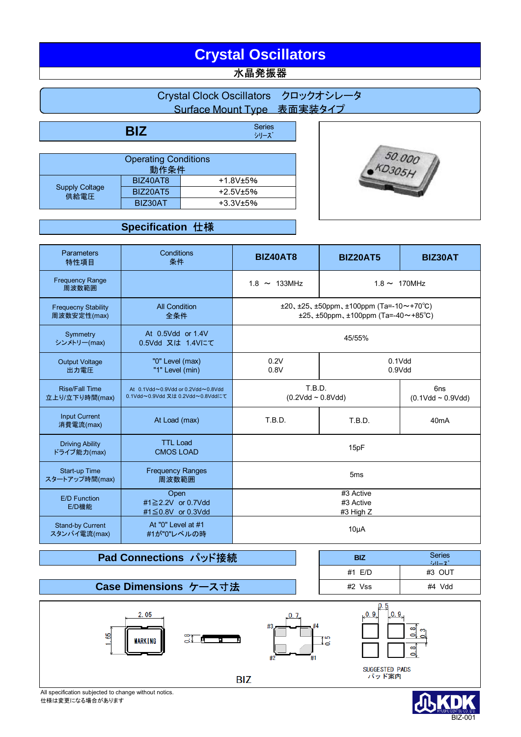# Crystal Oscillators

水晶発振器

## Crystal Clock Oscillators　クロックオシレータ
## Surface Mount Type　表面実装タイプ

## BIZ Series シリーズ

| Operating Conditions 動作条件 | | |
|---|---|---|
| Supply Coltage 供給電圧 | BIZ40AT8 | +1.8V±5% |
| | BIZ20AT5 | +2.5V±5% |
| | BIZ30AT | +3.3V±5% |

## Specification 仕様

| Parameters 特性項目 | Conditions 条件 | BIZ40AT8 | BIZ20AT5 | BIZ30AT |
|---|---|---|---|---|
| Frequency Range 周波数範囲 | | 1.8 ～ 133MHz | 1.8～ 170MHz | |
| Frequecny Stability 周波数安定性(max) | All Condition 全条件 | ±20、±25、±50ppm、±100ppm (Ta=-10～+70℃) ±25、±50ppm、±100ppm (Ta=-40～+85℃) | | |
| Symmetry シンメトリー(max) | At 0.5Vdd or 1.4V 0.5Vdd 又は 1.4Vにて | 45/55% | | |
| Output Voltage 出力電圧 | "0" Level (max) "1" Level (min) | 0.2V 0.8V | 0.1Vdd 0.9Vdd | |
| Rise/Fall Time 立上り/立下り時間(max) | At 0.1Vdd～0.9Vdd or 0.2Vdd～0.8Vdd 0.1Vdd～0.9Vdd 又は 0.2Vdd～0.8Vddにて | T.B.D. (0.2Vdd ~ 0.8Vdd) | | 6ns (0.1Vdd ~ 0.9Vdd) |
| Input Current 消費電流(max) | At Load (max) | T.B.D. | T.B.D. | 40mA |
| Driving Ability ドライブ能力(max) | TTL Load CMOS LOAD | 15pF | | |
| Start-up Time スタートアップ時間(max) | Frequency Ranges 周波数範囲 | 5ms | | |
| E/D Function E/D機能 | Open #1≧2.2V or 0.7Vdd #1≦0.8V or 0.3Vdd | #3 Active #3 Active #3 High Z | | |
| Stand-by Current スタンバイ電流(max) | At "0" Level at #1 #1が"0"レベルの時 | 10μA | | |

## Pad Connections パッド接続

| BIZ | Series シリーズ |
|---|---|
| #1 E/D | #3 OUT |
| #2 Vss | #4 Vdd |

## Case Dimensions ケース寸法

2.05　1.65　MARKING　0.8　0.7　#3　#4　#2　#1　0.5　0.9　0.5　0.9　0.8　0.3　0.8

SUGGESTED PADS
パッド案内

BIZ

All specification subjected to change without notics.
仕様は変更になる場合があります

KDK KYUSHU DENTSU CO.,LTD.

BIZ-001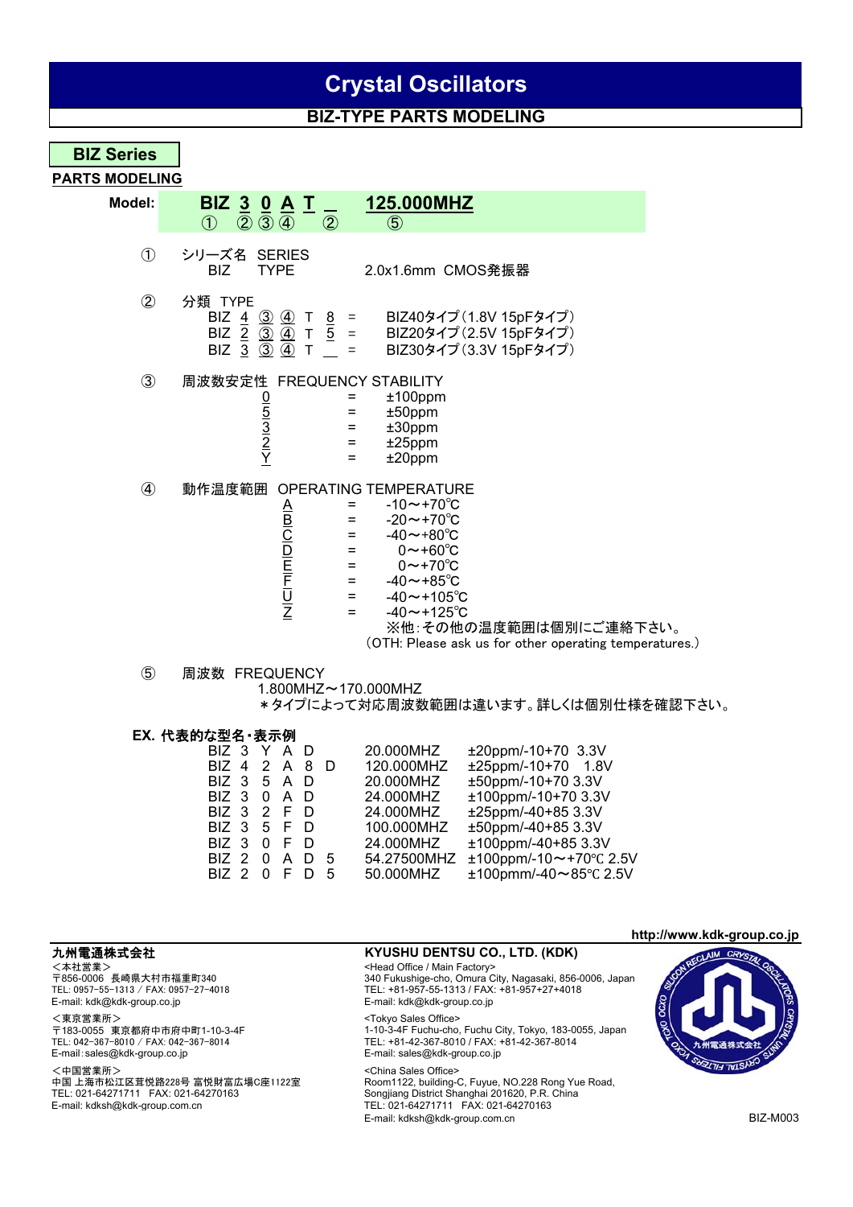# Crystal Oscillators

## BIZ-TYPE PARTS MODELING

### BIZ Series

**PARTS MODELING**

**Model:** **BIZ 3 0 A T _ 125.000MHZ**
① ②③④ ② ⑤

① シリーズ名 SERIES
BIZ TYPE 2.0x1.6mm CMOS発振器

② 分類 TYPE

| | | |
|---|---|---|
| BIZ 4 ③ ④ T 8 | = | BIZ40タイプ（1.8V 15pFタイプ） |
| BIZ 2 ③ ④ T 5 | = | BIZ20タイプ（2.5V 15pFタイプ） |
| BIZ 3 ③ ④ T __ | = | BIZ30タイプ（3.3V 15pFタイプ） |

③ 周波数安定性 FREQUENCY STABILITY

| | | |
|---|---|---|
| 0 | = | ±100ppm |
| 5 | = | ±50ppm |
| 3 | = | ±30ppm |
| 2 | = | ±25ppm |
| Y | = | ±20ppm |

④ 動作温度範囲 OPERATING TEMPERATURE

| | | |
|---|---|---|
| A | = | -10～+70℃ |
| B | = | -20～+70℃ |
| C | = | -40～+80℃ |
| D | = | 0～+60℃ |
| E | = | 0～+70℃ |
| F | = | -40～+85℃ |
| U | = | -40～+105℃ |
| Z | = | -40～+125℃ |

※他：その他の温度範囲は個別にご連絡下さい。
（OTH: Please ask us for other operating temperatures.）

⑤ 周波数 FREQUENCY
1.800MHZ～170.000MHZ
＊タイプによって対応周波数範囲は違います。詳しくは個別仕様を確認下さい。

**EX. 代表的な型名・表示例**

| | | |
|---|---|---|
| BIZ 3 Y A D | 20.000MHZ | ±20ppm/-10+70 3.3V |
| BIZ 4 2 A 8 D | 120.000MHZ | ±25ppm/-10+70 1.8V |
| BIZ 3 5 A D | 20.000MHZ | ±50ppm/-10+70 3.3V |
| BIZ 3 0 A D | 24.000MHZ | ±100ppm/-10+70 3.3V |
| BIZ 3 2 F D | 24.000MHZ | ±25ppm/-40+85 3.3V |
| BIZ 3 5 F D | 100.000MHZ | ±50ppm/-40+85 3.3V |
| BIZ 3 0 F D | 24.000MHZ | ±100ppm/-40+85 3.3V |
| BIZ 2 0 A D 5 | 54.27500MHZ | ±100ppm/-10～+70℃ 2.5V |
| BIZ 2 0 F D 5 | 50.000MHZ | ±100pmm/-40～85℃ 2.5V |

http://www.kdk-group.co.jp

**九州電通株式会社**
＜本社営業＞
〒856-0006 長崎県大村市福重町340
TEL: 0957-55-1313 / FAX: 0957-27-4018
E-mail: kdk@kdk-group.co.jp

＜東京営業所＞
〒183-0055 東京都府中市府中町1-10-3-4F
TEL: 042-367-8010 / FAX: 042-367-8014
E-mail: sales@kdk-group.co.jp

＜中国営業所＞
中国 上海市松江区茸悦路228号 富悦財富広場C座1122室
TEL: 021-64271711 FAX: 021-64270163
E-mail: kdksh@kdk-group.com.cn

**KYUSHU DENTSU CO., LTD. (KDK)**
<Head Office / Main Factory>
340 Fukushige-cho, Omura City, Nagasaki, 856-0006, Japan
TEL: +81-957-55-1313 / FAX: +81-957+27+4018
E-mail: kdk@kdk-group.co.jp

<Tokyo Sales Office>
1-10-3-4F Fuchu-cho, Fuchu City, Tokyo, 183-0055, Japan
TEL: +81-42-367-8010 / FAX: +81-42-367-8014
E-mail: sales@kdk-group.co.jp

<China Sales Office>
Room1122, building-C, Fuyue, NO.228 Rong Yue Road,
Songjiang District Shanghai 201620, P.R. China
TEL: 021-64271711 FAX: 021-64270163
E-mail: kdksh@kdk-group.com.cn

BIZ-M003